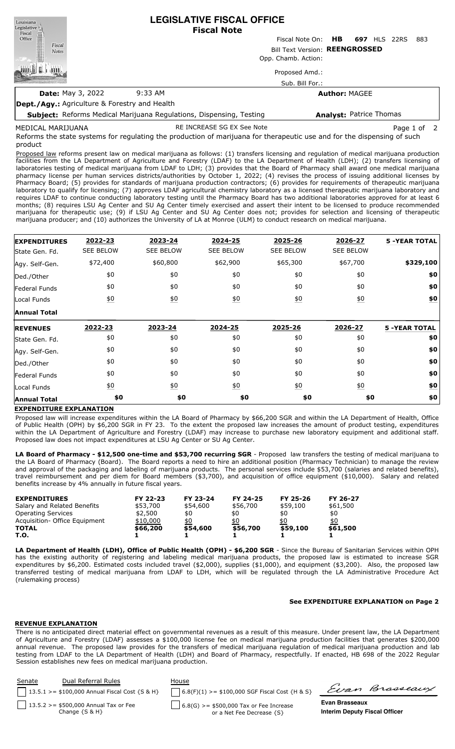# LEGISLATIVE FISCAL OFFICE
## Fiscal Note

Fiscal Note On: **HB 697** HLS 22RS 883

Bill Text Version: **REENGROSSED**

Opp. Chamb. Action:

Proposed Amd.:

Sub. Bill For.:

**Date:** May 3, 2022 9:33 AM

**Author:** MAGEE

**Dept./Agy.:** Agriculture & Forestry and Health

**Subject:** Reforms Medical Marijuana Regulations, Dispensing, Testing

**Analyst:** Patrice Thomas

MEDICAL MARIJUANA RE INCREASE SG EX See Note

Reforms the state systems for regulating the production of marijuana for therapeutic use and for the dispensing of such product

Proposed law reforms present law on medical marijuana as follows: (1) transfers licensing and regulation of medical marijuana production facilities from the LA Department of Agriculture and Forestry (LDAF) to the LA Department of Health (LDH); (2) transfers licensing of laboratories testing of medical marijuana from LDAF to LDH; (3) provides that the Board of Pharmacy shall award one medical marijuana pharmacy license per human services districts/authorities by October 1, 2022; (4) revises the process of issuing additional licenses by Pharmacy Board; (5) provides for standards of marijuana production contractors; (6) provides for requirements of therapeutic marijuana laboratory to qualify for licensing; (7) approves LDAF agricultural chemistry laboratory as a licensed therapeutic marijuana laboratory and requires LDAF to continue conducting laboratory testing until the Pharmacy Board has two additional laboratories approved for at least 6 months; (8) requires LSU Ag Center and SU Ag Center timely exercised and assert their intent to be licensed to produce recommended marijuana for therapeutic use; (9) if LSU Ag Center and SU Ag Center does not; provides for selection and licensing of therapeutic marijuana producer; and (10) authorizes the University of LA at Monroe (ULM) to conduct research on medical marijuana.

| **EXPENDITURES** | **2022-23** | **2023-24** | **2024-25** | **2025-26** | **2026-27** | **5 -YEAR TOTAL** |
|---|---|---|---|---|---|---|
| State Gen. Fd. | SEE BELOW | SEE BELOW | SEE BELOW | SEE BELOW | SEE BELOW | |
| Agy. Self-Gen. | $72,400 | $60,800 | $62,900 | $65,300 | $67,700 | **$329,100** |
| Ded./Other | $0 | $0 | $0 | $0 | $0 | **$0** |
| Federal Funds | $0 | $0 | $0 | $0 | $0 | **$0** |
| Local Funds | $0 | $0 | $0 | $0 | $0 | **$0** |
| **Annual Total** | | | | | | |
| **REVENUES** | **2022-23** | **2023-24** | **2024-25** | **2025-26** | **2026-27** | **5 -YEAR TOTAL** |
| State Gen. Fd. | $0 | $0 | $0 | $0 | $0 | **$0** |
| Agy. Self-Gen. | $0 | $0 | $0 | $0 | $0 | **$0** |
| Ded./Other | $0 | $0 | $0 | $0 | $0 | **$0** |
| Federal Funds | $0 | $0 | $0 | $0 | $0 | **$0** |
| Local Funds | $0 | $0 | $0 | $0 | $0 | **$0** |
| **Annual Total** | **$0** | **$0** | **$0** | **$0** | **$0** | **$0** |

**EXPENDITURE EXPLANATION**

Proposed law will increase expenditures within the LA Board of Pharmacy by $66,200 SGR and within the LA Department of Health, Office of Public Health (OPH) by $6,200 SGR in FY 23. To the extent the proposed law increases the amount of product testing, expenditures within the LA Department of Agriculture and Forestry (LDAF) may increase to purchase new laboratory equipment and additional staff. Proposed law does not impact expenditures at LSU Ag Center or SU Ag Center.

**LA Board of Pharmacy - $12,500 one-time and $53,700 recurring SGR** - Proposed law transfers the testing of medical marijuana to the LA Board of Pharmacy (Board). The Board reports a need to hire an additional position (Pharmacy Technician) to manage the review and approval of the packaging and labeling of marijuana products. The personal services include $53,700 (salaries and related benefits), travel reimbursement and per diem for Board members ($3,700), and acquisition of office equipment ($10,000). Salary and related benefits increase by 4% annually in future fiscal years.

| **EXPENDITURES** | **FY 22-23** | **FY 23-24** | **FY 24-25** | **FY 25-26** | **FY 26-27** |
|---|---|---|---|---|---|
| Salary and Related Benefits | $53,700 | $54,600 | $56,700 | $59,100 | $61,500 |
| Operating Services | $2,500 | $0 | $0 | $0 | $0 |
| Acquisition- Office Equipment | $10,000 | $0 | $0 | $0 | $0 |
| **TOTAL** | **$66,200** | **$54,600** | **$56,700** | **$59,100** | **$61,500** |
| **T.O.** | **1** | **1** | **1** | **1** | **1** |

**LA Department of Health (LDH), Office of Public Health (OPH) - $6,200 SGR** - Since the Bureau of Sanitarian Services within OPH has the existing authority of registering and labeling medical marijuana products, the proposed law is estimated to increase SGR expenditures by $6,200. Estimated costs included travel ($2,000), supplies ($1,000), and equipment ($3,200). Also, the proposed law transferred testing of medical marijuana from LDAF to LDH, which will be regulated through the LA Administrative Procedure Act (rulemaking process)

**See EXPENDITURE EXPLANATION on Page 2**

**REVENUE EXPLANATION**

There is no anticipated direct material effect on governmental revenues as a result of this measure. Under present law, the LA Department of Agriculture and Forestry (LDAF) assesses a $100,000 license fee on medical marijuana production facilities that generates $200,000 annual revenue. The proposed law provides for the transfers of medical marijuana regulation of medical marijuana production and lab testing from LDAF to the LA Department of Health (LDH) and Board of Pharmacy, respectfully. If enacted, HB 698 of the 2022 Regular Session establishes new fees on medical marijuana production.

| Senate | Dual Referral Rules | House |
|---|---|---|
| ☐ | 13.5.1 >= $100,000 Annual Fiscal Cost {S & H} | ☐ 6.8(F)(1) >= $100,000 SGF Fiscal Cost {H & S} |
| ☐ | 13.5.2 >= $500,000 Annual Tax or Fee Change {S & H} | ☐ 6.8(G) >= $500,000 Tax or Fee Increase or a Net Fee Decrease {S} |

**Evan Brasseaux**
**Interim Deputy Fiscal Officer**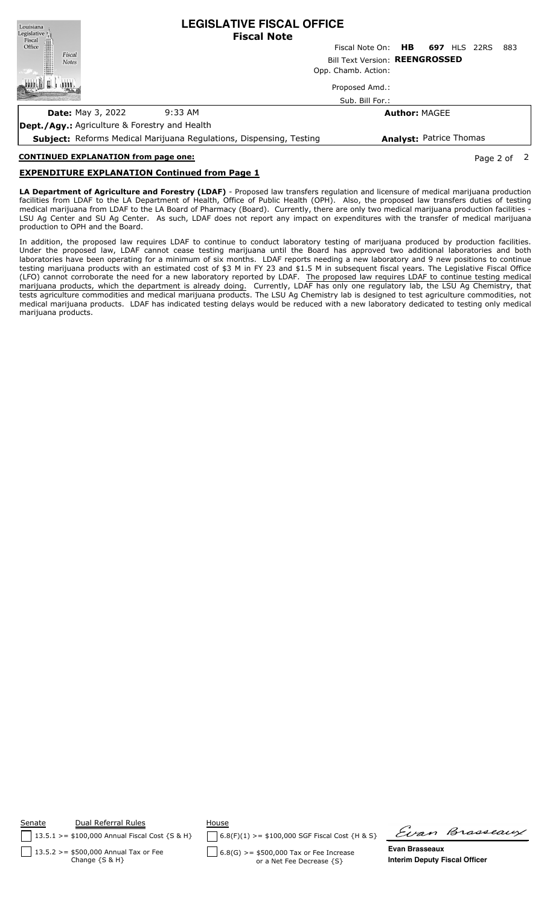# LEGISLATIVE FISCAL OFFICE
**Fiscal Note**

Fiscal Note On: **HB 697** HLS 22RS 883

Bill Text Version: **REENGROSSED**

Opp. Chamb. Action:

Proposed Amd.:

Sub. Bill For.:

**Date:** May 3, 2022 9:33 AM

**Author:** MAGEE

**Dept./Agy.:** Agriculture & Forestry and Health

**Subject:** Reforms Medical Marijuana Regulations, Dispensing, Testing

**Analyst:** Patrice Thomas

**CONTINUED EXPLANATION from page one:**

**EXPENDITURE EXPLANATION Continued from Page 1**

**LA Department of Agriculture and Forestry (LDAF)** - Proposed law transfers regulation and licensure of medical marijuana production facilities from LDAF to the LA Department of Health, Office of Public Health (OPH). Also, the proposed law transfers duties of testing medical marijuana from LDAF to the LA Board of Pharmacy (Board). Currently, there are only two medical marijuana production facilities - LSU Ag Center and SU Ag Center. As such, LDAF does not report any impact on expenditures with the transfer of medical marijuana production to OPH and the Board.

In addition, the proposed law requires LDAF to continue to conduct laboratory testing of marijuana produced by production facilities. Under the proposed law, LDAF cannot cease testing marijuana until the Board has approved two additional laboratories and both laboratories have been operating for a minimum of six months. LDAF reports needing a new laboratory and 9 new positions to continue testing marijuana products with an estimated cost of $3 M in FY 23 and $1.5 M in subsequent fiscal years. The Legislative Fiscal Office (LFO) cannot corroborate the need for a new laboratory reported by LDAF. The proposed law requires LDAF to continue testing medical marijuana products, which the department is already doing. Currently, LDAF has only one regulatory lab, the LSU Ag Chemistry, that tests agriculture commodities and medical marijuana products. The LSU Ag Chemistry lab is designed to test agriculture commodities, not medical marijuana products. LDAF has indicated testing delays would be reduced with a new laboratory dedicated to testing only medical marijuana products.

| Senate | Dual Referral Rules | House |
|---|---|---|
| | 13.5.1 >= $100,000 Annual Fiscal Cost {S & H} | 6.8(F)(1) >= $100,000 SGF Fiscal Cost {H & S} |
| | 13.5.2 >= $500,000 Annual Tax or Fee Change {S & H} | 6.8(G) >= $500,000 Tax or Fee Increase or a Net Fee Decrease {S} |

Evan Brasseaux
Interim Deputy Fiscal Officer